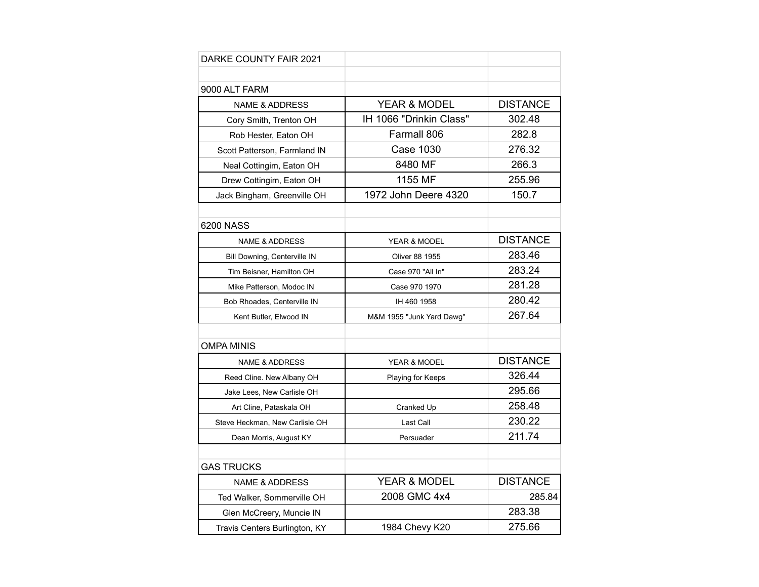# DARKE COUNTY FAIR 2021

## 9000 ALT FARM

| NAME & ADDRESS | YEAR & MODEL | DISTANCE |
| --- | --- | --- |
| Cory Smith, Trenton OH | IH 1066 "Drinkin Class" | 302.48 |
| Rob Hester, Eaton OH | Farmall 806 | 282.8 |
| Scott Patterson, Farmland IN | Case 1030 | 276.32 |
| Neal Cottingim, Eaton OH | 8480 MF | 266.3 |
| Drew Cottingim, Eaton OH | 1155 MF | 255.96 |
| Jack Bingham, Greenville OH | 1972 John Deere 4320 | 150.7 |

## 6200 NASS

| NAME & ADDRESS | YEAR & MODEL | DISTANCE |
| --- | --- | --- |
| Bill Downing, Centerville IN | Oliver 88 1955 | 283.46 |
| Tim Beisner, Hamilton OH | Case 970 "All In" | 283.24 |
| Mike Patterson, Modoc IN | Case 970 1970 | 281.28 |
| Bob Rhoades, Centerville IN | IH 460 1958 | 280.42 |
| Kent Butler, Elwood IN | M&M 1955 "Junk Yard Dawg" | 267.64 |

## OMPA MINIS

| NAME & ADDRESS | YEAR & MODEL | DISTANCE |
| --- | --- | --- |
| Reed Cline. New Albany OH | Playing for Keeps | 326.44 |
| Jake Lees, New Carlisle OH | | 295.66 |
| Art Cline, Pataskala OH | Cranked Up | 258.48 |
| Steve Heckman, New Carlisle OH | Last Call | 230.22 |
| Dean Morris, August KY | Persuader | 211.74 |

## GAS TRUCKS

| NAME & ADDRESS | YEAR & MODEL | DISTANCE |
| --- | --- | --- |
| Ted Walker, Sommerville OH | 2008 GMC 4x4 | 285.84 |
| Glen McCreery, Muncie IN | | 283.38 |
| Travis Centers Burlington, KY | 1984 Chevy K20 | 275.66 |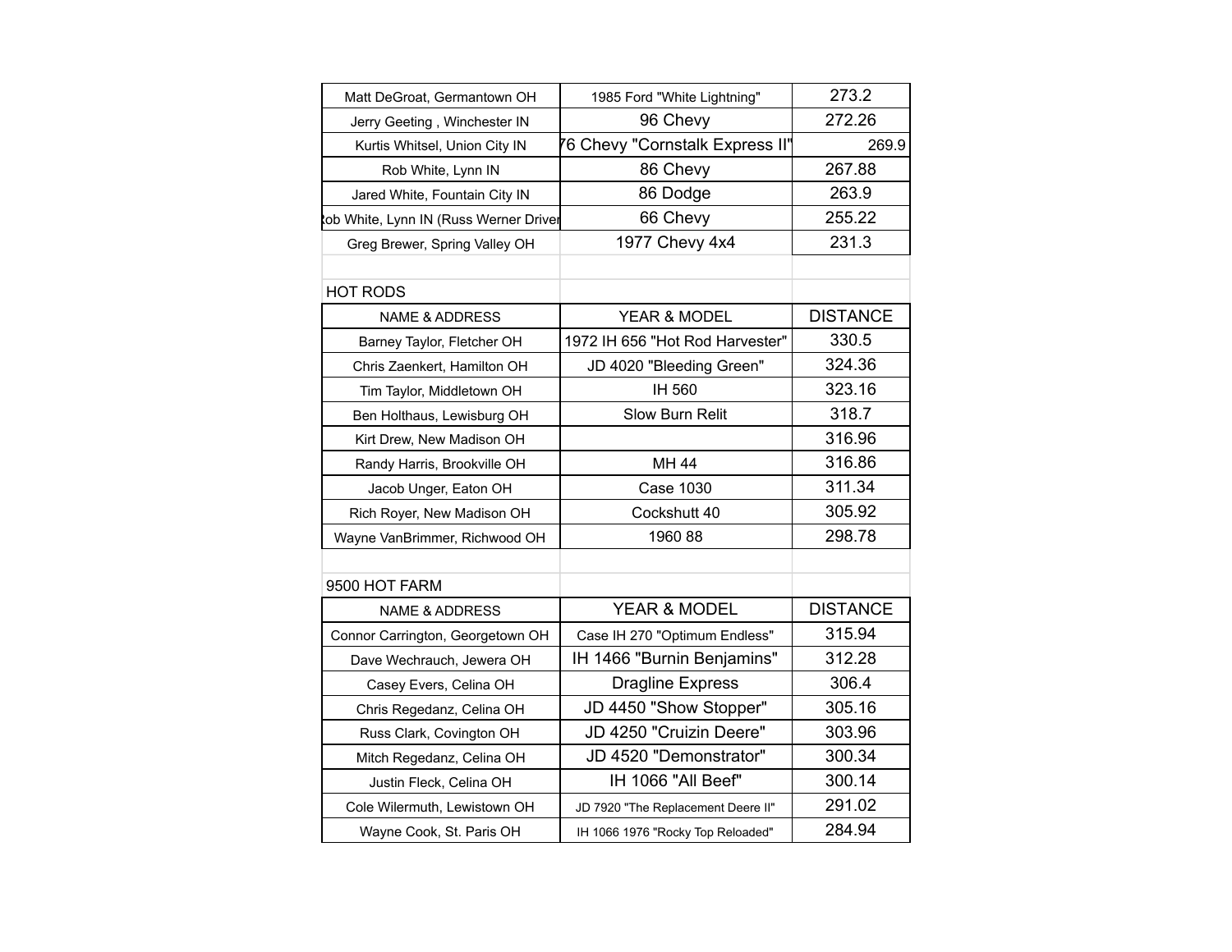| | | |
|---|---|---|
| Matt DeGroat, Germantown OH | 1985 Ford "White Lightning" | 273.2 |
| Jerry Geeting , Winchester IN | 96 Chevy | 272.26 |
| Kurtis Whitsel, Union City IN | 76 Chevy "Cornstalk Express II" | 269.9 |
| Rob White, Lynn IN | 86 Chevy | 267.88 |
| Jared White, Fountain City IN | 86 Dodge | 263.9 |
| Rob White, Lynn IN (Russ Werner Driver | 66 Chevy | 255.22 |
| Greg Brewer, Spring Valley OH | 1977 Chevy 4x4 | 231.3 |

## HOT RODS

| NAME & ADDRESS | YEAR & MODEL | DISTANCE |
|---|---|---|
| Barney Taylor, Fletcher OH | 1972 IH 656 "Hot Rod Harvester" | 330.5 |
| Chris Zaenkert, Hamilton OH | JD 4020 "Bleeding Green" | 324.36 |
| Tim Taylor, Middletown OH | IH 560 | 323.16 |
| Ben Holthaus, Lewisburg OH | Slow Burn Relit | 318.7 |
| Kirt Drew, New Madison OH | | 316.96 |
| Randy Harris, Brookville OH | MH 44 | 316.86 |
| Jacob Unger, Eaton OH | Case 1030 | 311.34 |
| Rich Royer, New Madison OH | Cockshutt 40 | 305.92 |
| Wayne VanBrimmer, Richwood OH | 1960 88 | 298.78 |

## 9500 HOT FARM

| NAME & ADDRESS | YEAR & MODEL | DISTANCE |
|---|---|---|
| Connor Carrington, Georgetown OH | Case IH 270 "Optimum Endless" | 315.94 |
| Dave Wechrauch, Jewera OH | IH 1466 "Burnin Benjamins" | 312.28 |
| Casey Evers, Celina OH | Dragline Express | 306.4 |
| Chris Regedanz, Celina OH | JD 4450 "Show Stopper" | 305.16 |
| Russ Clark, Covington OH | JD 4250 "Cruizin Deere" | 303.96 |
| Mitch Regedanz, Celina OH | JD 4520 "Demonstrator" | 300.34 |
| Justin Fleck, Celina OH | IH 1066 "All Beef" | 300.14 |
| Cole Wilermuth, Lewistown OH | JD 7920 "The Replacement Deere II" | 291.02 |
| Wayne Cook, St. Paris OH | IH 1066 1976 "Rocky Top Reloaded" | 284.94 |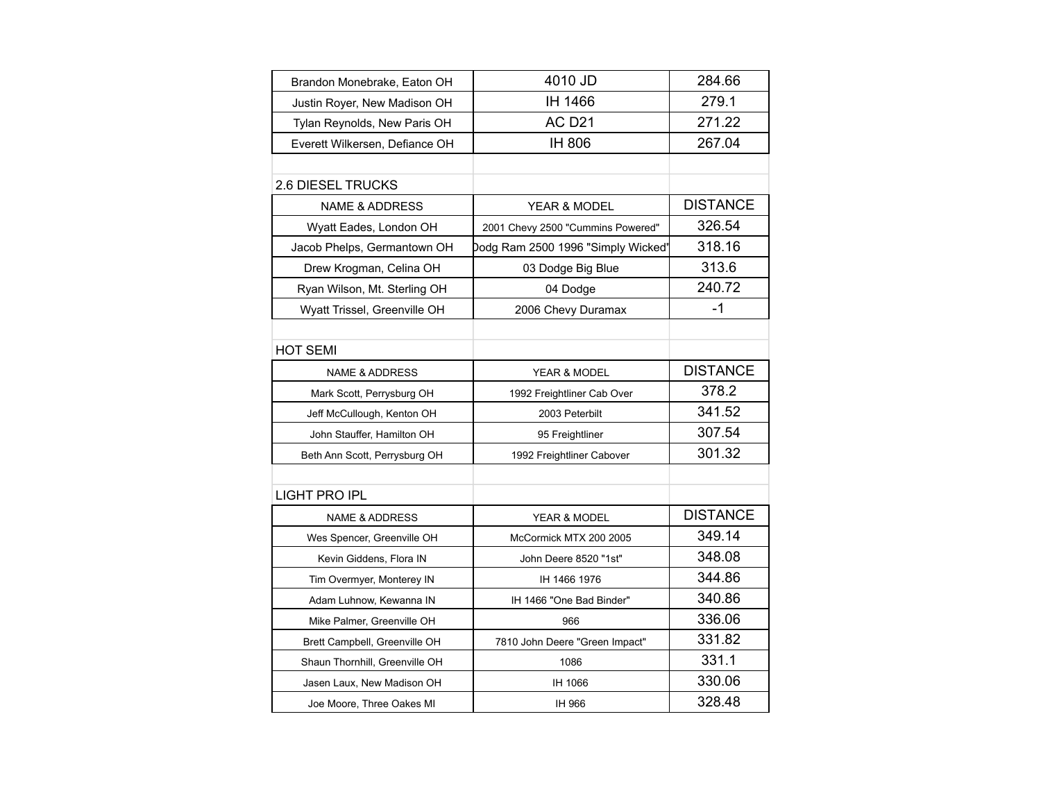| | | |
|---|---|---|
| Brandon Monebrake, Eaton OH | 4010 JD | 284.66 |
| Justin Royer, New Madison OH | IH 1466 | 279.1 |
| Tylan Reynolds, New Paris OH | AC D21 | 271.22 |
| Everett Wilkersen, Defiance OH | IH 806 | 267.04 |

## 2.6 DIESEL TRUCKS

| NAME & ADDRESS | YEAR & MODEL | DISTANCE |
|---|---|---|
| Wyatt Eades, London OH | 2001 Chevy 2500 "Cummins Powered" | 326.54 |
| Jacob Phelps, Germantown OH | Dodg Ram 2500 1996 "Simply Wicked" | 318.16 |
| Drew Krogman, Celina OH | 03 Dodge Big Blue | 313.6 |
| Ryan Wilson, Mt. Sterling OH | 04 Dodge | 240.72 |
| Wyatt Trissel, Greenville OH | 2006 Chevy Duramax | -1 |

## HOT SEMI

| NAME & ADDRESS | YEAR & MODEL | DISTANCE |
|---|---|---|
| Mark Scott, Perrysburg OH | 1992 Freightliner Cab Over | 378.2 |
| Jeff McCullough, Kenton OH | 2003 Peterbilt | 341.52 |
| John Stauffer, Hamilton OH | 95 Freightliner | 307.54 |
| Beth Ann Scott, Perrysburg OH | 1992 Freightliner Cabover | 301.32 |

## LIGHT PRO IPL

| NAME & ADDRESS | YEAR & MODEL | DISTANCE |
|---|---|---|
| Wes Spencer, Greenville OH | McCormick MTX 200 2005 | 349.14 |
| Kevin Giddens, Flora IN | John Deere 8520 "1st" | 348.08 |
| Tim Overmyer, Monterey IN | IH 1466 1976 | 344.86 |
| Adam Luhnow, Kewanna IN | IH 1466 "One Bad Binder" | 340.86 |
| Mike Palmer, Greenville OH | 966 | 336.06 |
| Brett Campbell, Greenville OH | 7810 John Deere "Green Impact" | 331.82 |
| Shaun Thornhill, Greenville OH | 1086 | 331.1 |
| Jasen Laux, New Madison OH | IH 1066 | 330.06 |
| Joe Moore, Three Oakes MI | IH 966 | 328.48 |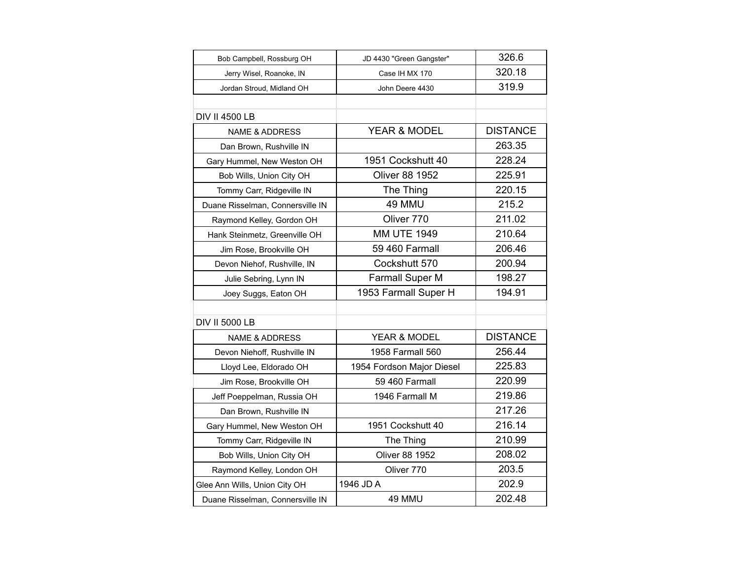| | | |
|---|---|---|
| Bob Campbell, Rossburg OH | JD 4430 "Green Gangster" | 326.6 |
| Jerry Wisel, Roanoke, IN | Case IH MX 170 | 320.18 |
| Jordan Stroud, Midland OH | John Deere 4430 | 319.9 |

## DIV II 4500 LB

| NAME & ADDRESS | YEAR & MODEL | DISTANCE |
|---|---|---|
| Dan Brown, Rushville IN | | 263.35 |
| Gary Hummel, New Weston OH | 1951 Cockshutt 40 | 228.24 |
| Bob Wills, Union City OH | Oliver 88 1952 | 225.91 |
| Tommy Carr, Ridgeville IN | The Thing | 220.15 |
| Duane Risselman, Connersville IN | 49 MMU | 215.2 |
| Raymond Kelley, Gordon OH | Oliver 770 | 211.02 |
| Hank Steinmetz, Greenville OH | MM UTE 1949 | 210.64 |
| Jim Rose, Brookville OH | 59 460 Farmall | 206.46 |
| Devon Niehof, Rushville, IN | Cockshutt 570 | 200.94 |
| Julie Sebring, Lynn IN | Farmall Super M | 198.27 |
| Joey Suggs, Eaton OH | 1953 Farmall Super H | 194.91 |

## DIV II 5000 LB

| NAME & ADDRESS | YEAR & MODEL | DISTANCE |
|---|---|---|
| Devon Niehoff, Rushville IN | 1958 Farmall 560 | 256.44 |
| Lloyd Lee, Eldorado OH | 1954 Fordson Major Diesel | 225.83 |
| Jim Rose, Brookville OH | 59 460 Farmall | 220.99 |
| Jeff Poeppelman, Russia OH | 1946 Farmall M | 219.86 |
| Dan Brown, Rushville IN | | 217.26 |
| Gary Hummel, New Weston OH | 1951 Cockshutt 40 | 216.14 |
| Tommy Carr, Ridgeville IN | The Thing | 210.99 |
| Bob Wills, Union City OH | Oliver 88 1952 | 208.02 |
| Raymond Kelley, London OH | Oliver 770 | 203.5 |
| Glee Ann Wills, Union City OH | 1946 JD A | 202.9 |
| Duane Risselman, Connersville IN | 49 MMU | 202.48 |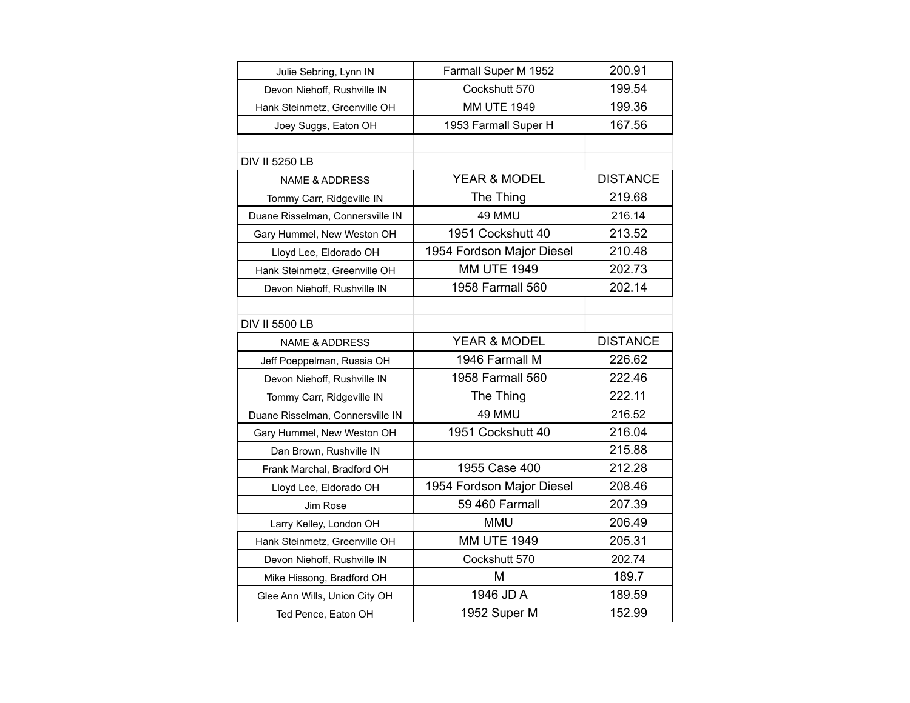| | | |
|---|---|---|
| Julie Sebring, Lynn IN | Farmall Super M 1952 | 200.91 |
| Devon Niehoff, Rushville IN | Cockshutt 570 | 199.54 |
| Hank Steinmetz, Greenville OH | MM UTE 1949 | 199.36 |
| Joey Suggs, Eaton OH | 1953 Farmall Super H | 167.56 |

DIV II 5250 LB

| NAME & ADDRESS | YEAR & MODEL | DISTANCE |
|---|---|---|
| Tommy Carr, Ridgeville IN | The Thing | 219.68 |
| Duane Risselman, Connersville IN | 49 MMU | 216.14 |
| Gary Hummel, New Weston OH | 1951 Cockshutt 40 | 213.52 |
| Lloyd Lee, Eldorado OH | 1954 Fordson Major Diesel | 210.48 |
| Hank Steinmetz, Greenville OH | MM UTE 1949 | 202.73 |
| Devon Niehoff, Rushville IN | 1958 Farmall 560 | 202.14 |

DIV II 5500 LB

| NAME & ADDRESS | YEAR & MODEL | DISTANCE |
|---|---|---|
| Jeff Poeppelman, Russia OH | 1946 Farmall M | 226.62 |
| Devon Niehoff, Rushville IN | 1958 Farmall 560 | 222.46 |
| Tommy Carr, Ridgeville IN | The Thing | 222.11 |
| Duane Risselman, Connersville IN | 49 MMU | 216.52 |
| Gary Hummel, New Weston OH | 1951 Cockshutt 40 | 216.04 |
| Dan Brown, Rushville IN | | 215.88 |
| Frank Marchal, Bradford OH | 1955 Case 400 | 212.28 |
| Lloyd Lee, Eldorado OH | 1954 Fordson Major Diesel | 208.46 |
| Jim Rose | 59 460 Farmall | 207.39 |
| Larry Kelley, London OH | MMU | 206.49 |
| Hank Steinmetz, Greenville OH | MM UTE 1949 | 205.31 |
| Devon Niehoff, Rushville IN | Cockshutt 570 | 202.74 |
| Mike Hissong, Bradford OH | M | 189.7 |
| Glee Ann Wills, Union City OH | 1946 JD A | 189.59 |
| Ted Pence, Eaton OH | 1952 Super M | 152.99 |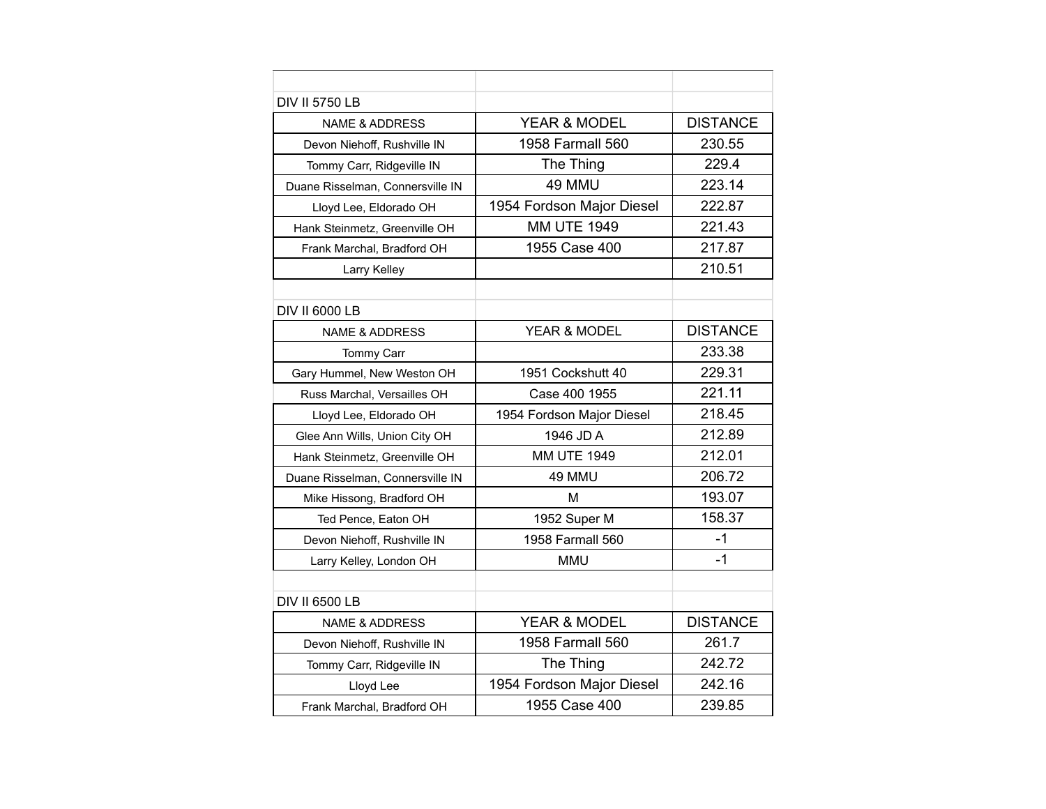## DIV II 5750 LB

| NAME & ADDRESS | YEAR & MODEL | DISTANCE |
|---|---|---|
| Devon Niehoff, Rushville IN | 1958 Farmall 560 | 230.55 |
| Tommy Carr, Ridgeville IN | The Thing | 229.4 |
| Duane Risselman, Connersville IN | 49 MMU | 223.14 |
| Lloyd Lee, Eldorado OH | 1954 Fordson Major Diesel | 222.87 |
| Hank Steinmetz, Greenville OH | MM UTE 1949 | 221.43 |
| Frank Marchal, Bradford OH | 1955 Case 400 | 217.87 |
| Larry Kelley | | 210.51 |

## DIV II 6000 LB

| NAME & ADDRESS | YEAR & MODEL | DISTANCE |
|---|---|---|
| Tommy Carr | | 233.38 |
| Gary Hummel, New Weston OH | 1951 Cockshutt 40 | 229.31 |
| Russ Marchal, Versailles OH | Case 400 1955 | 221.11 |
| Lloyd Lee, Eldorado OH | 1954 Fordson Major Diesel | 218.45 |
| Glee Ann Wills, Union City OH | 1946 JD A | 212.89 |
| Hank Steinmetz, Greenville OH | MM UTE 1949 | 212.01 |
| Duane Risselman, Connersville IN | 49 MMU | 206.72 |
| Mike Hissong, Bradford OH | M | 193.07 |
| Ted Pence, Eaton OH | 1952 Super M | 158.37 |
| Devon Niehoff, Rushville IN | 1958 Farmall 560 | -1 |
| Larry Kelley, London OH | MMU | -1 |

## DIV II 6500 LB

| NAME & ADDRESS | YEAR & MODEL | DISTANCE |
|---|---|---|
| Devon Niehoff, Rushville IN | 1958 Farmall 560 | 261.7 |
| Tommy Carr, Ridgeville IN | The Thing | 242.72 |
| Lloyd Lee | 1954 Fordson Major Diesel | 242.16 |
| Frank Marchal, Bradford OH | 1955 Case 400 | 239.85 |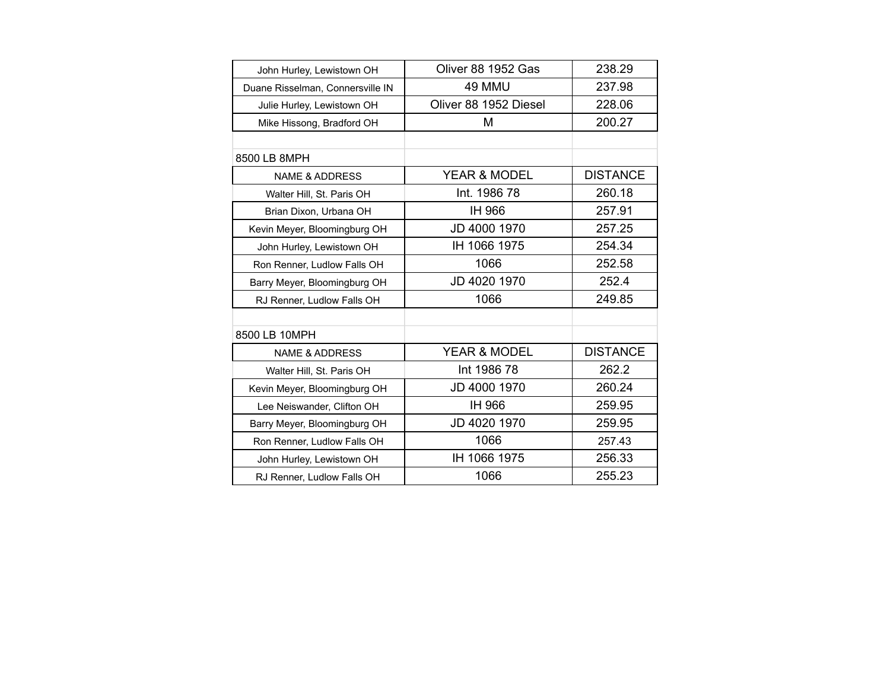| | | |
|---|---|---|
| John Hurley, Lewistown OH | Oliver 88 1952 Gas | 238.29 |
| Duane Risselman, Connersville IN | 49 MMU | 237.98 |
| Julie Hurley, Lewistown OH | Oliver 88 1952 Diesel | 228.06 |
| Mike Hissong, Bradford OH | M | 200.27 |

8500 LB 8MPH

| NAME & ADDRESS | YEAR & MODEL | DISTANCE |
|---|---|---|
| Walter Hill, St. Paris OH | Int. 1986 78 | 260.18 |
| Brian Dixon, Urbana OH | IH 966 | 257.91 |
| Kevin Meyer, Bloomingburg OH | JD 4000 1970 | 257.25 |
| John Hurley, Lewistown OH | IH 1066 1975 | 254.34 |
| Ron Renner, Ludlow Falls OH | 1066 | 252.58 |
| Barry Meyer, Bloomingburg OH | JD 4020 1970 | 252.4 |
| RJ Renner, Ludlow Falls OH | 1066 | 249.85 |

8500 LB 10MPH

| NAME & ADDRESS | YEAR & MODEL | DISTANCE |
|---|---|---|
| Walter Hill, St. Paris OH | Int 1986 78 | 262.2 |
| Kevin Meyer, Bloomingburg OH | JD 4000 1970 | 260.24 |
| Lee Neiswander, Clifton OH | IH 966 | 259.95 |
| Barry Meyer, Bloomingburg OH | JD 4020 1970 | 259.95 |
| Ron Renner, Ludlow Falls OH | 1066 | 257.43 |
| John Hurley, Lewistown OH | IH 1066 1975 | 256.33 |
| RJ Renner, Ludlow Falls OH | 1066 | 255.23 |